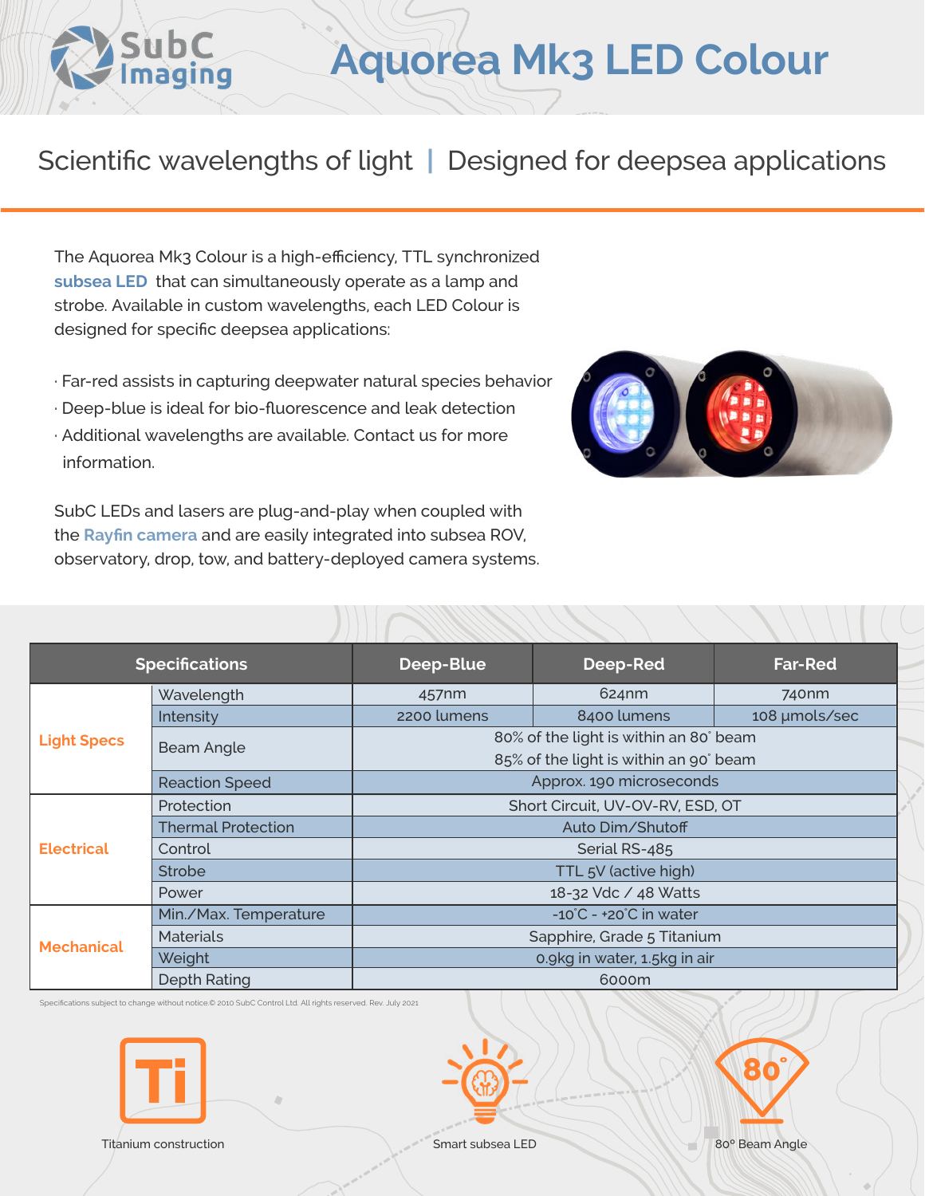# Aquorea Mk3 LED Colour

SubC Imaging

## Scientific wavelengths of light | Designed for deepsea applications

The Aquorea Mk3 Colour is a high-efficiency, TTL synchronized **subsea LED** that can simultaneously operate as a lamp and strobe. Available in custom wavelengths, each LED Colour is designed for specific deepsea applications:

- Far-red assists in capturing deepwater natural species behavior
- Deep-blue is ideal for bio-fluorescence and leak detection
- Additional wavelengths are available. Contact us for more information.

SubC LEDs and lasers are plug-and-play when coupled with the **Rayfin camera** and are easily integrated into subsea ROV, observatory, drop, tow, and battery-deployed camera systems.

| Specifications | | Deep-Blue | Deep-Red | Far-Red |
|---|---|---|---|---|
| **Light Specs** | Wavelength | 457nm | 624nm | 740nm |
| | Intensity | 2200 lumens | 8400 lumens | 108 μmols/sec |
| | Beam Angle | 80% of the light is within an 80° beam<br>85% of the light is within an 90° beam | | |
| | Reaction Speed | Approx. 190 microseconds | | |
| **Electrical** | Protection | Short Circuit, UV-OV-RV, ESD, OT | | |
| | Thermal Protection | Auto Dim/Shutoff | | |
| | Control | Serial RS-485 | | |
| | Strobe | TTL 5V (active high) | | |
| | Power | 18-32 Vdc / 48 Watts | | |
| **Mechanical** | Min./Max. Temperature | -10°C - +20°C in water | | |
| | Materials | Sapphire, Grade 5 Titanium | | |
| | Weight | 0.9kg in water, 1.5kg in air | | |
| | Depth Rating | 6000m | | |

Specifications subject to change without notice.© 2010 SubC Control Ltd. All rights reserved. Rev. July 2021

Titanium construction

Smart subsea LED

80° Beam Angle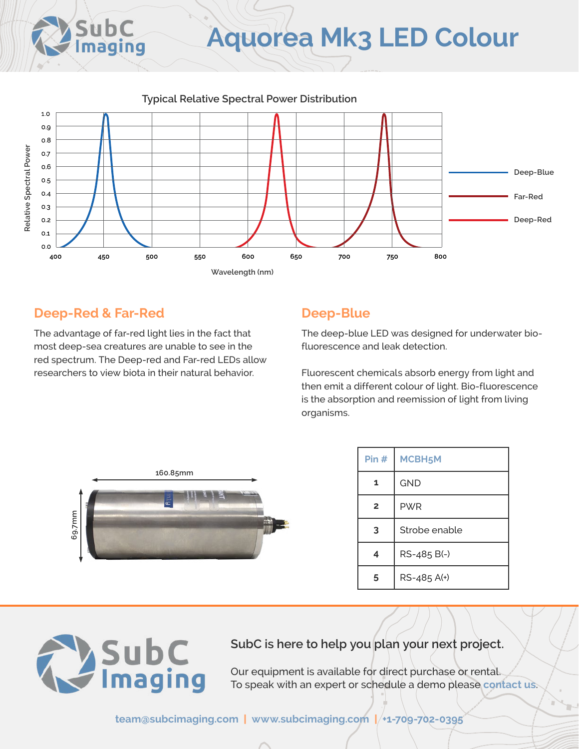# Aquorea Mk3 LED Colour

Typical Relative Spectral Power Distribution

Relative Spectral Power

1.0
0.9
0.8
0.7
0.6
0.5
0.4
0.3
0.2
0.1
0.0

400 450 500 550 600 650 700 750 800

Wavelength (nm)

Deep-Blue
Far-Red
Deep-Red

## Deep-Red & Far-Red

The advantage of far-red light lies in the fact that most deep-sea creatures are unable to see in the red spectrum. The Deep-red and Far-red LEDs allow researchers to view biota in their natural behavior.

## Deep-Blue

The deep-blue LED was designed for underwater bio-fluorescence and leak detection.

Fluorescent chemicals absorb energy from light and then emit a different colour of light. Bio-fluorescence is the absorption and reemission of light from living organisms.

160.85mm

69.7mm

| Pin # | MCBH5M |
|---|---|
| 1 | GND |
| 2 | PWR |
| 3 | Strobe enable |
| 4 | RS-485 B(-) |
| 5 | RS-485 A(+) |

SubC Imaging

SubC is here to help you plan your next project.

Our equipment is available for direct purchase or rental.
To speak with an expert or schedule a demo please contact us.

team@subcimaging.com | www.subcimaging.com | +1-709-702-0395